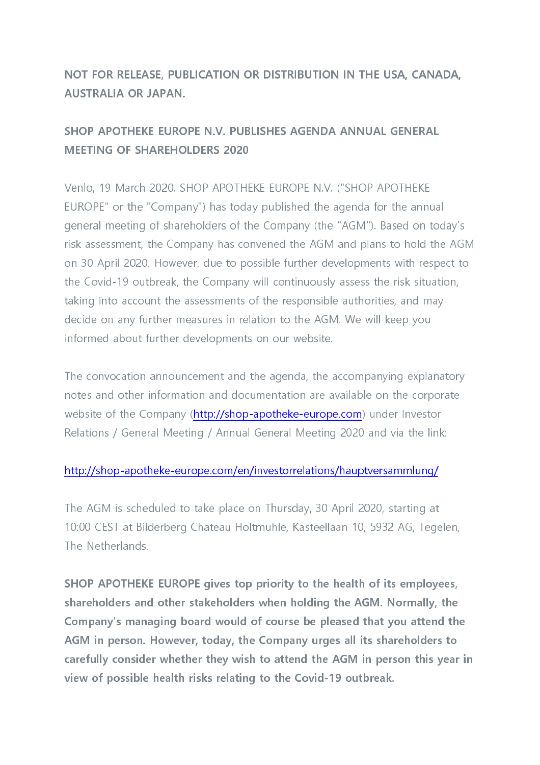**NOT FOR RELEASE, PUBLICATION OR DISTRIBUTION IN THE USA, CANADA, AUSTRALIA OR JAPAN.**

# SHOP APOTHEKE EUROPE N.V. PUBLISHES AGENDA ANNUAL GENERAL MEETING OF SHAREHOLDERS 2020

Venlo, 19 March 2020. SHOP APOTHEKE EUROPE N.V. ("SHOP APOTHEKE EUROPE" or the "Company") has today published the agenda for the annual general meeting of shareholders of the Company (the "AGM"). Based on today's risk assessment, the Company has convened the AGM and plans to hold the AGM on 30 April 2020. However, due to possible further developments with respect to the Covid-19 outbreak, the Company will continuously assess the risk situation, taking into account the assessments of the responsible authorities, and may decide on any further measures in relation to the AGM. We will keep you informed about further developments on our website.

The convocation announcement and the agenda, the accompanying explanatory notes and other information and documentation are available on the corporate website of the Company (http://shop-apotheke-europe.com) under Investor Relations / General Meeting / Annual General Meeting 2020 and via the link:

http://shop-apotheke-europe.com/en/investorrelations/hauptversammlung/

The AGM is scheduled to take place on Thursday, 30 April 2020, starting at 10:00 CEST at Bilderberg Chateau Holtmuhle, Kasteellaan 10, 5932 AG, Tegelen, The Netherlands.

**SHOP APOTHEKE EUROPE gives top priority to the health of its employees, shareholders and other stakeholders when holding the AGM. Normally, the Company's managing board would of course be pleased that you attend the AGM in person. However, today, the Company urges all its shareholders to carefully consider whether they wish to attend the AGM in person this year in view of possible health risks relating to the Covid-19 outbreak.**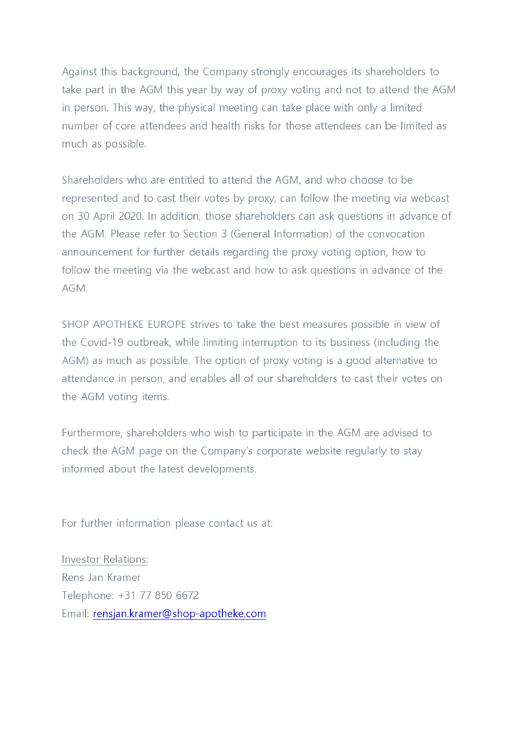Against this background, the Company strongly encourages its shareholders to take part in the AGM this year by way of proxy voting and not to attend the AGM in person. This way, the physical meeting can take place with only a limited number of core attendees and health risks for those attendees can be limited as much as possible.

Shareholders who are entitled to attend the AGM, and who choose to be represented and to cast their votes by proxy, can follow the meeting via webcast on 30 April 2020. In addition, those shareholders can ask questions in advance of the AGM. Please refer to Section 3 (General Information) of the convocation announcement for further details regarding the proxy voting option, how to follow the meeting via the webcast and how to ask questions in advance of the AGM.

SHOP APOTHEKE EUROPE strives to take the best measures possible in view of the Covid-19 outbreak, while limiting interruption to its business (including the AGM) as much as possible. The option of proxy voting is a good alternative to attendance in person, and enables all of our shareholders to cast their votes on the AGM voting items.

Furthermore, shareholders who wish to participate in the AGM are advised to check the AGM page on the Company's corporate website regularly to stay informed about the latest developments.

For further information please contact us at:

Investor Relations:
Rens Jan Kramer
Telephone: +31 77 850 6672
Email: rensjan.kramer@shop-apotheke.com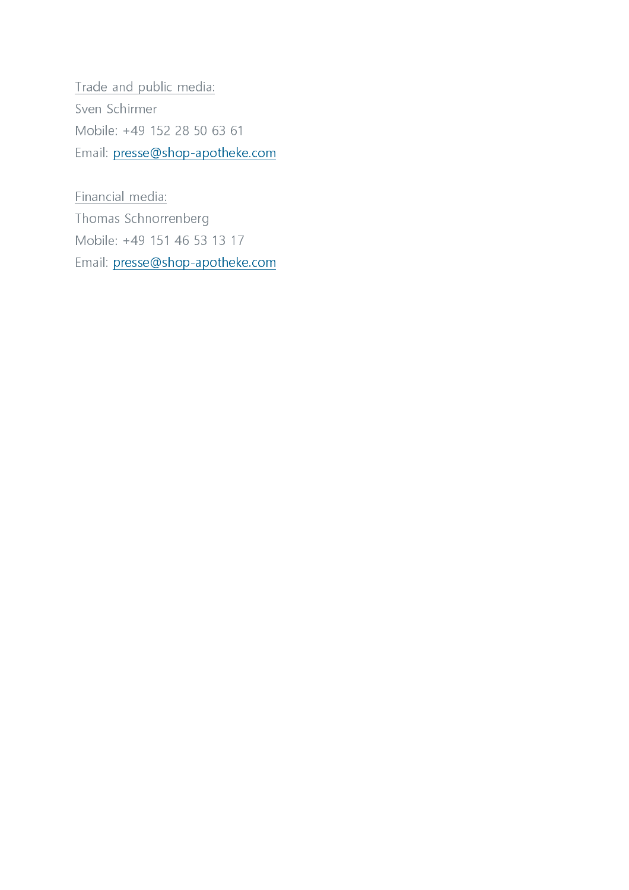Trade and public media:
Sven Schirmer
Mobile: +49 152 28 50 63 61
Email: presse@shop-apotheke.com

Financial media:
Thomas Schnorrenberg
Mobile: +49 151 46 53 13 17
Email: presse@shop-apotheke.com